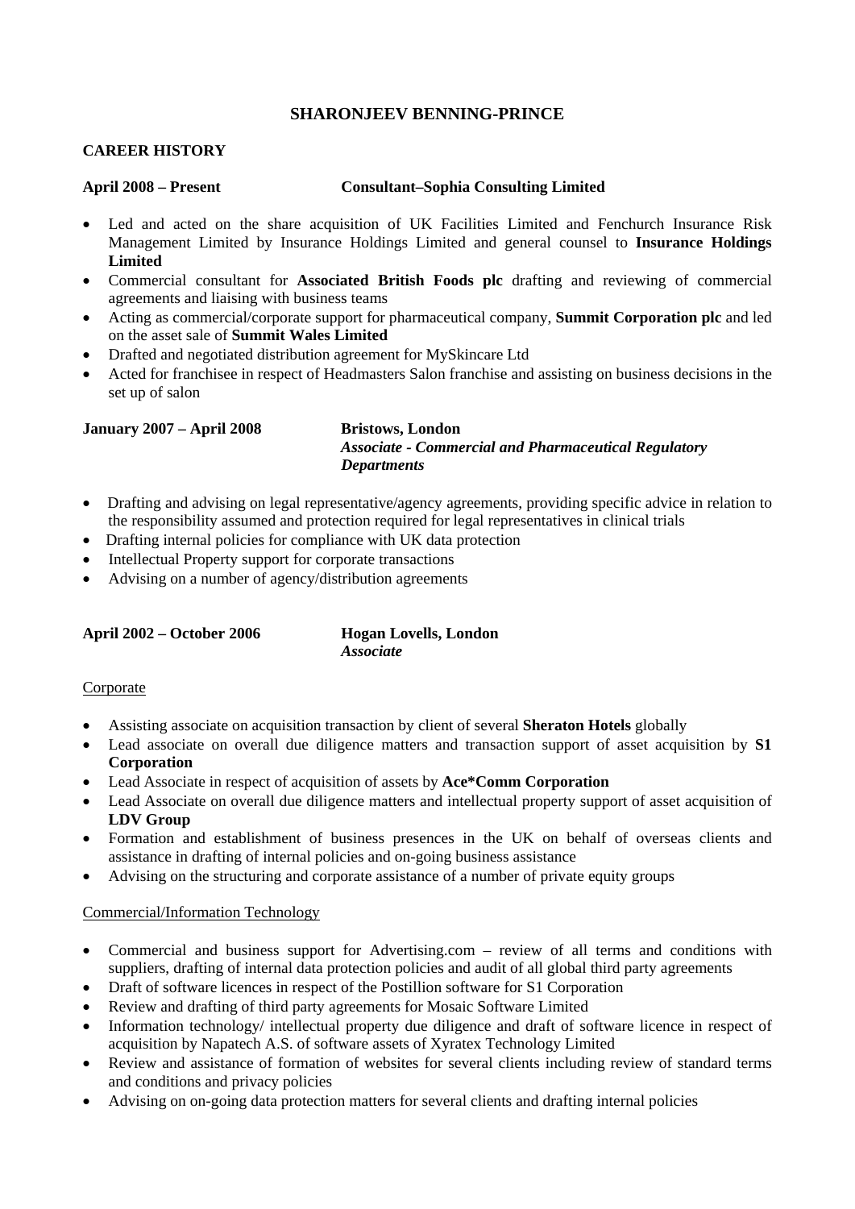# SHARONJEEV BENNING-PRINCE

## CAREER HISTORY

**April 2008 – Present** **Consultant–Sophia Consulting Limited**

- Led and acted on the share acquisition of UK Facilities Limited and Fenchurch Insurance Risk Management Limited by Insurance Holdings Limited and general counsel to **Insurance Holdings Limited**
- Commercial consultant for **Associated British Foods plc** drafting and reviewing of commercial agreements and liaising with business teams
- Acting as commercial/corporate support for pharmaceutical company, **Summit Corporation plc** and led on the asset sale of **Summit Wales Limited**
- Drafted and negotiated distribution agreement for MySkincare Ltd
- Acted for franchisee in respect of Headmasters Salon franchise and assisting on business decisions in the set up of salon

**January 2007 – April 2008** **Bristows, London**
***Associate - Commercial and Pharmaceutical Regulatory Departments***

- Drafting and advising on legal representative/agency agreements, providing specific advice in relation to the responsibility assumed and protection required for legal representatives in clinical trials
- Drafting internal policies for compliance with UK data protection
- Intellectual Property support for corporate transactions
- Advising on a number of agency/distribution agreements

**April 2002 – October 2006** **Hogan Lovells, London**
***Associate***

Corporate

- Assisting associate on acquisition transaction by client of several **Sheraton Hotels** globally
- Lead associate on overall due diligence matters and transaction support of asset acquisition by **S1 Corporation**
- Lead Associate in respect of acquisition of assets by **Ace*Comm Corporation**
- Lead Associate on overall due diligence matters and intellectual property support of asset acquisition of **LDV Group**
- Formation and establishment of business presences in the UK on behalf of overseas clients and assistance in drafting of internal policies and on-going business assistance
- Advising on the structuring and corporate assistance of a number of private equity groups

Commercial/Information Technology

- Commercial and business support for Advertising.com – review of all terms and conditions with suppliers, drafting of internal data protection policies and audit of all global third party agreements
- Draft of software licences in respect of the Postillion software for S1 Corporation
- Review and drafting of third party agreements for Mosaic Software Limited
- Information technology/ intellectual property due diligence and draft of software licence in respect of acquisition by Napatech A.S. of software assets of Xyratex Technology Limited
- Review and assistance of formation of websites for several clients including review of standard terms and conditions and privacy policies
- Advising on on-going data protection matters for several clients and drafting internal policies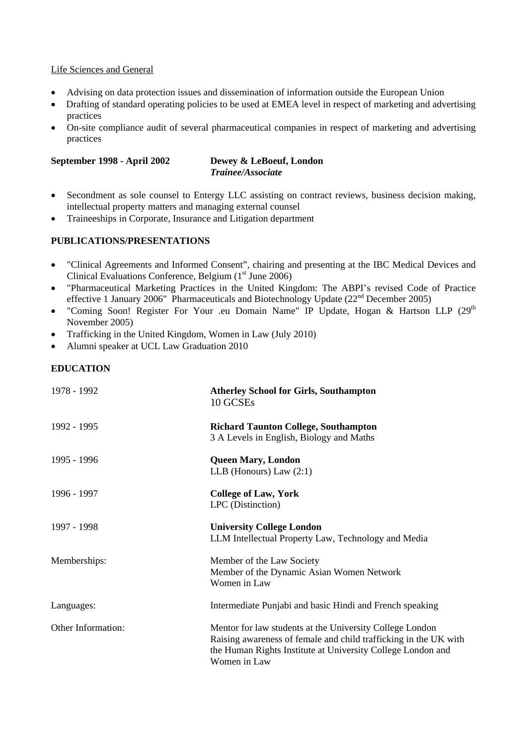Life Sciences and General

- Advising on data protection issues and dissemination of information outside the European Union
- Drafting of standard operating policies to be used at EMEA level in respect of marketing and advertising practices
- On-site compliance audit of several pharmaceutical companies in respect of marketing and advertising practices

**September 1998 - April 2002** **Dewey & LeBoeuf, London**
***Trainee/Associate***

- Secondment as sole counsel to Entergy LLC assisting on contract reviews, business decision making, intellectual property matters and managing external counsel
- Traineeships in Corporate, Insurance and Litigation department

**PUBLICATIONS/PRESENTATIONS**

- "Clinical Agreements and Informed Consent", chairing and presenting at the IBC Medical Devices and Clinical Evaluations Conference, Belgium (1st June 2006)
- "Pharmaceutical Marketing Practices in the United Kingdom: The ABPI's revised Code of Practice effective 1 January 2006" Pharmaceuticals and Biotechnology Update (22nd December 2005)
- "Coming Soon! Register For Your .eu Domain Name" IP Update, Hogan & Hartson LLP (29th November 2005)
- Trafficking in the United Kingdom, Women in Law (July 2010)
- Alumni speaker at UCL Law Graduation 2010

**EDUCATION**

| | |
|---|---|
| 1978 - 1992 | **Atherley School for Girls, Southampton**<br>10 GCSEs |
| 1992 - 1995 | **Richard Taunton College, Southampton**<br>3 A Levels in English, Biology and Maths |
| 1995 - 1996 | **Queen Mary, London**<br>LLB (Honours) Law (2:1) |
| 1996 - 1997 | **College of Law, York**<br>LPC (Distinction) |
| 1997 - 1998 | **University College London**<br>LLM Intellectual Property Law, Technology and Media |
| Memberships: | Member of the Law Society<br>Member of the Dynamic Asian Women Network<br>Women in Law |
| Languages: | Intermediate Punjabi and basic Hindi and French speaking |
| Other Information: | Mentor for law students at the University College London<br>Raising awareness of female and child trafficking in the UK with the Human Rights Institute at University College London and Women in Law |